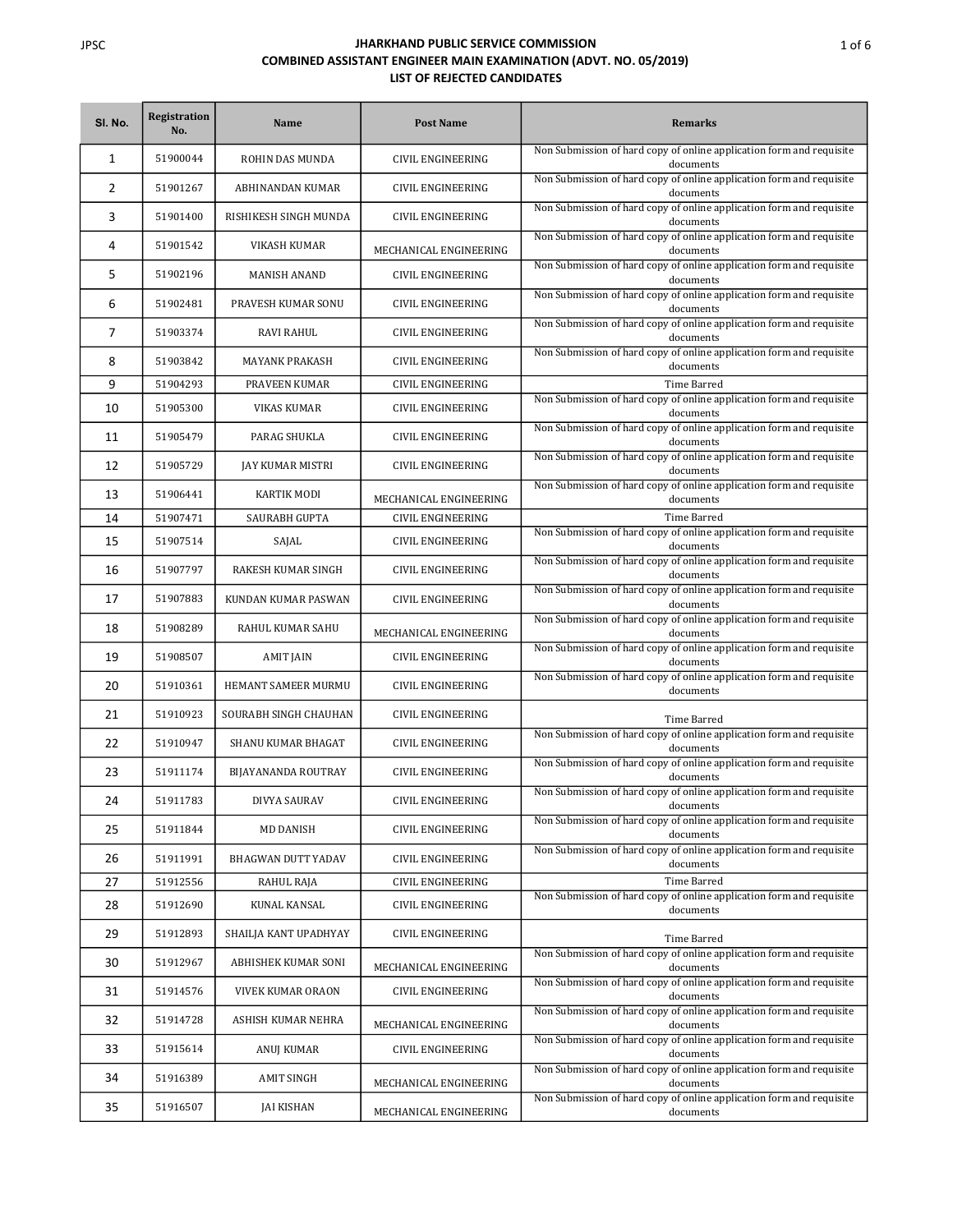# JHARKHAND PUBLIC SERVICE COMMISSION
## COMBINED ASSISTANT ENGINEER MAIN EXAMINATION (ADVT. NO. 05/2019)
### LIST OF REJECTED CANDIDATES

| Sl. No. | Registration No. | Name | Post Name | Remarks |
|---|---|---|---|---|
| 1 | 51900044 | ROHIN DAS MUNDA | CIVIL ENGINEERING | Non Submission of hard copy of online application form and requisite documents |
| 2 | 51901267 | ABHINANDAN KUMAR | CIVIL ENGINEERING | Non Submission of hard copy of online application form and requisite documents |
| 3 | 51901400 | RISHIKESH SINGH MUNDA | CIVIL ENGINEERING | Non Submission of hard copy of online application form and requisite documents |
| 4 | 51901542 | VIKASH KUMAR | MECHANICAL ENGINEERING | Non Submission of hard copy of online application form and requisite documents |
| 5 | 51902196 | MANISH ANAND | CIVIL ENGINEERING | Non Submission of hard copy of online application form and requisite documents |
| 6 | 51902481 | PRAVESH KUMAR SONU | CIVIL ENGINEERING | Non Submission of hard copy of online application form and requisite documents |
| 7 | 51903374 | RAVI RAHUL | CIVIL ENGINEERING | Non Submission of hard copy of online application form and requisite documents |
| 8 | 51903842 | MAYANK PRAKASH | CIVIL ENGINEERING | Non Submission of hard copy of online application form and requisite documents |
| 9 | 51904293 | PRAVEEN KUMAR | CIVIL ENGINEERING | Time Barred |
| 10 | 51905300 | VIKAS KUMAR | CIVIL ENGINEERING | Non Submission of hard copy of online application form and requisite documents |
| 11 | 51905479 | PARAG SHUKLA | CIVIL ENGINEERING | Non Submission of hard copy of online application form and requisite documents |
| 12 | 51905729 | JAY KUMAR MISTRI | CIVIL ENGINEERING | Non Submission of hard copy of online application form and requisite documents |
| 13 | 51906441 | KARTIK MODI | MECHANICAL ENGINEERING | Non Submission of hard copy of online application form and requisite documents |
| 14 | 51907471 | SAURABH GUPTA | CIVIL ENGINEERING | Time Barred |
| 15 | 51907514 | SAJAL | CIVIL ENGINEERING | Non Submission of hard copy of online application form and requisite documents |
| 16 | 51907797 | RAKESH KUMAR SINGH | CIVIL ENGINEERING | Non Submission of hard copy of online application form and requisite documents |
| 17 | 51907883 | KUNDAN KUMAR PASWAN | CIVIL ENGINEERING | Non Submission of hard copy of online application form and requisite documents |
| 18 | 51908289 | RAHUL KUMAR SAHU | MECHANICAL ENGINEERING | Non Submission of hard copy of online application form and requisite documents |
| 19 | 51908507 | AMIT JAIN | CIVIL ENGINEERING | Non Submission of hard copy of online application form and requisite documents |
| 20 | 51910361 | HEMANT SAMEER MURMU | CIVIL ENGINEERING | Non Submission of hard copy of online application form and requisite documents |
| 21 | 51910923 | SOURABH SINGH CHAUHAN | CIVIL ENGINEERING | Time Barred |
| 22 | 51910947 | SHANU KUMAR BHAGAT | CIVIL ENGINEERING | Non Submission of hard copy of online application form and requisite documents |
| 23 | 51911174 | BIJAYANANDA ROUTRAY | CIVIL ENGINEERING | Non Submission of hard copy of online application form and requisite documents |
| 24 | 51911783 | DIVYA SAURAV | CIVIL ENGINEERING | Non Submission of hard copy of online application form and requisite documents |
| 25 | 51911844 | MD DANISH | CIVIL ENGINEERING | Non Submission of hard copy of online application form and requisite documents |
| 26 | 51911991 | BHAGWAN DUTT YADAV | CIVIL ENGINEERING | Non Submission of hard copy of online application form and requisite documents |
| 27 | 51912556 | RAHUL RAJA | CIVIL ENGINEERING | Time Barred |
| 28 | 51912690 | KUNAL KANSAL | CIVIL ENGINEERING | Non Submission of hard copy of online application form and requisite documents |
| 29 | 51912893 | SHAILJA KANT UPADHYAY | CIVIL ENGINEERING | Time Barred |
| 30 | 51912967 | ABHISHEK KUMAR SONI | MECHANICAL ENGINEERING | Non Submission of hard copy of online application form and requisite documents |
| 31 | 51914576 | VIVEK KUMAR ORAON | CIVIL ENGINEERING | Non Submission of hard copy of online application form and requisite documents |
| 32 | 51914728 | ASHISH KUMAR NEHRA | MECHANICAL ENGINEERING | Non Submission of hard copy of online application form and requisite documents |
| 33 | 51915614 | ANUJ KUMAR | CIVIL ENGINEERING | Non Submission of hard copy of online application form and requisite documents |
| 34 | 51916389 | AMIT SINGH | MECHANICAL ENGINEERING | Non Submission of hard copy of online application form and requisite documents |
| 35 | 51916507 | JAI KISHAN | MECHANICAL ENGINEERING | Non Submission of hard copy of online application form and requisite documents |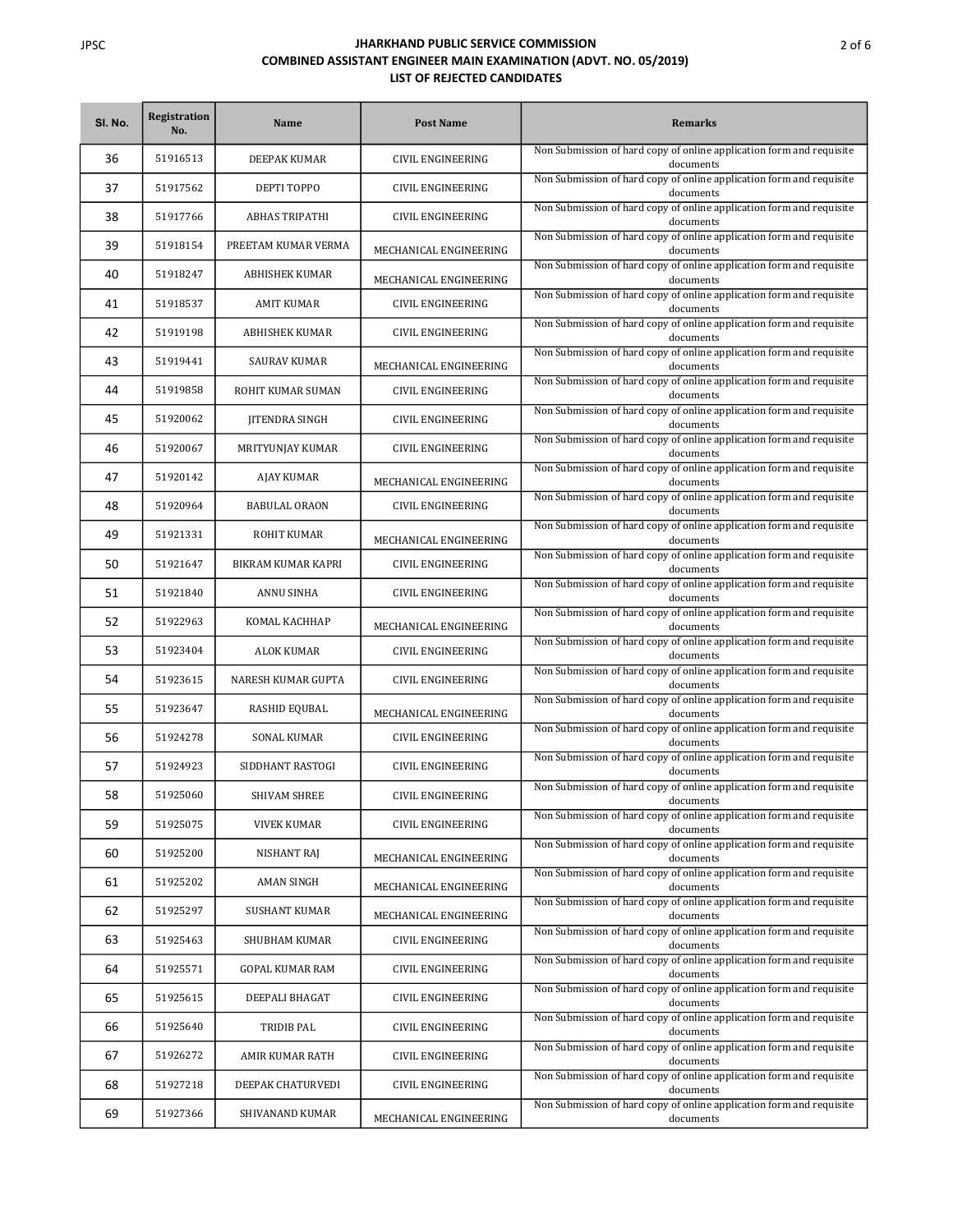# JHARKHAND PUBLIC SERVICE COMMISSION

## COMBINED ASSISTANT ENGINEER MAIN EXAMINATION (ADVT. NO. 05/2019)

### LIST OF REJECTED CANDIDATES

| Sl. No. | Registration No. | Name | Post Name | Remarks |
|---|---|---|---|---|
| 36 | 51916513 | DEEPAK KUMAR | CIVIL ENGINEERING | Non Submission of hard copy of online application form and requisite documents |
| 37 | 51917562 | DEPTI TOPPO | CIVIL ENGINEERING | Non Submission of hard copy of online application form and requisite documents |
| 38 | 51917766 | ABHAS TRIPATHI | CIVIL ENGINEERING | Non Submission of hard copy of online application form and requisite documents |
| 39 | 51918154 | PREETAM KUMAR VERMA | MECHANICAL ENGINEERING | Non Submission of hard copy of online application form and requisite documents |
| 40 | 51918247 | ABHISHEK KUMAR | MECHANICAL ENGINEERING | Non Submission of hard copy of online application form and requisite documents |
| 41 | 51918537 | AMIT KUMAR | CIVIL ENGINEERING | Non Submission of hard copy of online application form and requisite documents |
| 42 | 51919198 | ABHISHEK KUMAR | CIVIL ENGINEERING | Non Submission of hard copy of online application form and requisite documents |
| 43 | 51919441 | SAURAV KUMAR | MECHANICAL ENGINEERING | Non Submission of hard copy of online application form and requisite documents |
| 44 | 51919858 | ROHIT KUMAR SUMAN | CIVIL ENGINEERING | Non Submission of hard copy of online application form and requisite documents |
| 45 | 51920062 | JITENDRA SINGH | CIVIL ENGINEERING | Non Submission of hard copy of online application form and requisite documents |
| 46 | 51920067 | MRITYUNJAY KUMAR | CIVIL ENGINEERING | Non Submission of hard copy of online application form and requisite documents |
| 47 | 51920142 | AJAY KUMAR | MECHANICAL ENGINEERING | Non Submission of hard copy of online application form and requisite documents |
| 48 | 51920964 | BABULAL ORAON | CIVIL ENGINEERING | Non Submission of hard copy of online application form and requisite documents |
| 49 | 51921331 | ROHIT KUMAR | MECHANICAL ENGINEERING | Non Submission of hard copy of online application form and requisite documents |
| 50 | 51921647 | BIKRAM KUMAR KAPRI | CIVIL ENGINEERING | Non Submission of hard copy of online application form and requisite documents |
| 51 | 51921840 | ANNU SINHA | CIVIL ENGINEERING | Non Submission of hard copy of online application form and requisite documents |
| 52 | 51922963 | KOMAL KACHHAP | MECHANICAL ENGINEERING | Non Submission of hard copy of online application form and requisite documents |
| 53 | 51923404 | ALOK KUMAR | CIVIL ENGINEERING | Non Submission of hard copy of online application form and requisite documents |
| 54 | 51923615 | NARESH KUMAR GUPTA | CIVIL ENGINEERING | Non Submission of hard copy of online application form and requisite documents |
| 55 | 51923647 | RASHID EQUBAL | MECHANICAL ENGINEERING | Non Submission of hard copy of online application form and requisite documents |
| 56 | 51924278 | SONAL KUMAR | CIVIL ENGINEERING | Non Submission of hard copy of online application form and requisite documents |
| 57 | 51924923 | SIDDHANT RASTOGI | CIVIL ENGINEERING | Non Submission of hard copy of online application form and requisite documents |
| 58 | 51925060 | SHIVAM SHREE | CIVIL ENGINEERING | Non Submission of hard copy of online application form and requisite documents |
| 59 | 51925075 | VIVEK KUMAR | CIVIL ENGINEERING | Non Submission of hard copy of online application form and requisite documents |
| 60 | 51925200 | NISHANT RAJ | MECHANICAL ENGINEERING | Non Submission of hard copy of online application form and requisite documents |
| 61 | 51925202 | AMAN SINGH | MECHANICAL ENGINEERING | Non Submission of hard copy of online application form and requisite documents |
| 62 | 51925297 | SUSHANT KUMAR | MECHANICAL ENGINEERING | Non Submission of hard copy of online application form and requisite documents |
| 63 | 51925463 | SHUBHAM KUMAR | CIVIL ENGINEERING | Non Submission of hard copy of online application form and requisite documents |
| 64 | 51925571 | GOPAL KUMAR RAM | CIVIL ENGINEERING | Non Submission of hard copy of online application form and requisite documents |
| 65 | 51925615 | DEEPALI BHAGAT | CIVIL ENGINEERING | Non Submission of hard copy of online application form and requisite documents |
| 66 | 51925640 | TRIDIB PAL | CIVIL ENGINEERING | Non Submission of hard copy of online application form and requisite documents |
| 67 | 51926272 | AMIR KUMAR RATH | CIVIL ENGINEERING | Non Submission of hard copy of online application form and requisite documents |
| 68 | 51927218 | DEEPAK CHATURVEDI | CIVIL ENGINEERING | Non Submission of hard copy of online application form and requisite documents |
| 69 | 51927366 | SHIVANAND KUMAR | MECHANICAL ENGINEERING | Non Submission of hard copy of online application form and requisite documents |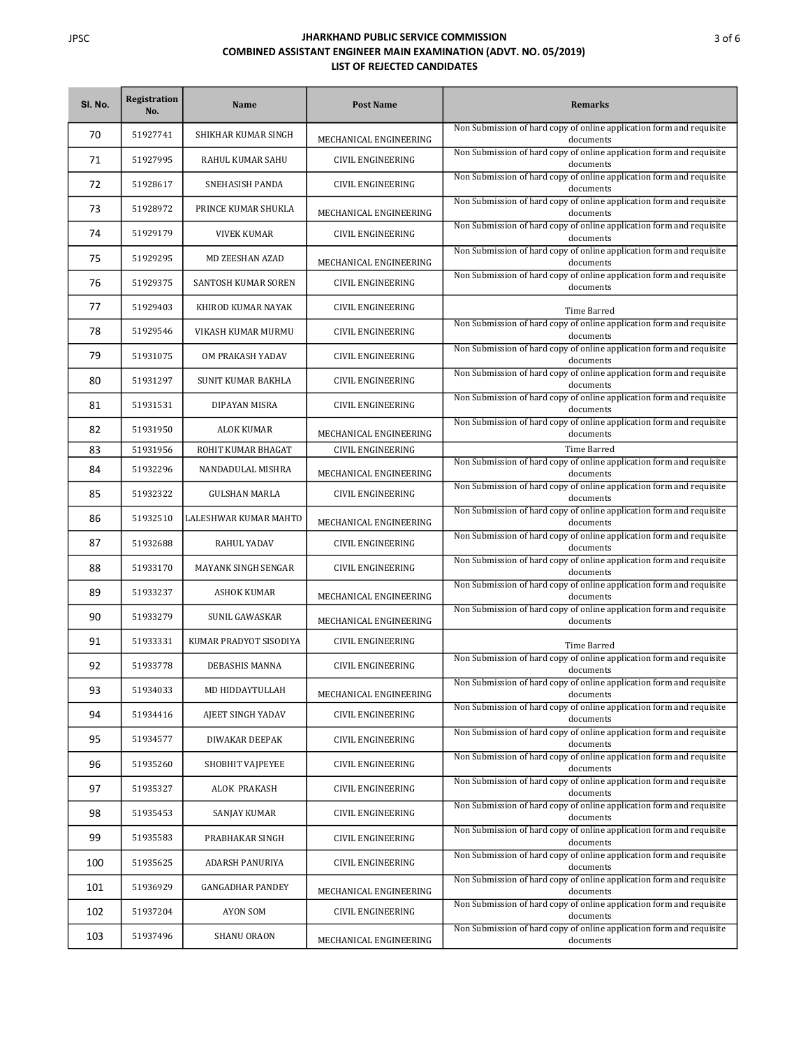# JHARKHAND PUBLIC SERVICE COMMISSION

## COMBINED ASSISTANT ENGINEER MAIN EXAMINATION (ADVT. NO. 05/2019)

## LIST OF REJECTED CANDIDATES

| Sl. No. | Registration No. | Name | Post Name | Remarks |
|---|---|---|---|---|
| 70 | 51927741 | SHIKHAR KUMAR SINGH | MECHANICAL ENGINEERING | Non Submission of hard copy of online application form and requisite documents |
| 71 | 51927995 | RAHUL KUMAR SAHU | CIVIL ENGINEERING | Non Submission of hard copy of online application form and requisite documents |
| 72 | 51928617 | SNEHASISH PANDA | CIVIL ENGINEERING | Non Submission of hard copy of online application form and requisite documents |
| 73 | 51928972 | PRINCE KUMAR SHUKLA | MECHANICAL ENGINEERING | Non Submission of hard copy of online application form and requisite documents |
| 74 | 51929179 | VIVEK KUMAR | CIVIL ENGINEERING | Non Submission of hard copy of online application form and requisite documents |
| 75 | 51929295 | MD ZEESHAN AZAD | MECHANICAL ENGINEERING | Non Submission of hard copy of online application form and requisite documents |
| 76 | 51929375 | SANTOSH KUMAR SOREN | CIVIL ENGINEERING | Non Submission of hard copy of online application form and requisite documents |
| 77 | 51929403 | KHIROD KUMAR NAYAK | CIVIL ENGINEERING | Time Barred |
| 78 | 51929546 | VIKASH KUMAR MURMU | CIVIL ENGINEERING | Non Submission of hard copy of online application form and requisite documents |
| 79 | 51931075 | OM PRAKASH YADAV | CIVIL ENGINEERING | Non Submission of hard copy of online application form and requisite documents |
| 80 | 51931297 | SUNIT KUMAR BAKHLA | CIVIL ENGINEERING | Non Submission of hard copy of online application form and requisite documents |
| 81 | 51931531 | DIPAYAN MISRA | CIVIL ENGINEERING | Non Submission of hard copy of online application form and requisite documents |
| 82 | 51931950 | ALOK KUMAR | MECHANICAL ENGINEERING | Non Submission of hard copy of online application form and requisite documents |
| 83 | 51931956 | ROHIT KUMAR BHAGAT | CIVIL ENGINEERING | Time Barred |
| 84 | 51932296 | NANDADULAL MISHRA | MECHANICAL ENGINEERING | Non Submission of hard copy of online application form and requisite documents |
| 85 | 51932322 | GULSHAN MARLA | CIVIL ENGINEERING | Non Submission of hard copy of online application form and requisite documents |
| 86 | 51932510 | LALESHWAR KUMAR MAHTO | MECHANICAL ENGINEERING | Non Submission of hard copy of online application form and requisite documents |
| 87 | 51932688 | RAHUL YADAV | CIVIL ENGINEERING | Non Submission of hard copy of online application form and requisite documents |
| 88 | 51933170 | MAYANK SINGH SENGAR | CIVIL ENGINEERING | Non Submission of hard copy of online application form and requisite documents |
| 89 | 51933237 | ASHOK KUMAR | MECHANICAL ENGINEERING | Non Submission of hard copy of online application form and requisite documents |
| 90 | 51933279 | SUNIL GAWASKAR | MECHANICAL ENGINEERING | Non Submission of hard copy of online application form and requisite documents |
| 91 | 51933331 | KUMAR PRADYOT SISODIYA | CIVIL ENGINEERING | Time Barred |
| 92 | 51933778 | DEBASHIS MANNA | CIVIL ENGINEERING | Non Submission of hard copy of online application form and requisite documents |
| 93 | 51934033 | MD HIDDAYTULLAH | MECHANICAL ENGINEERING | Non Submission of hard copy of online application form and requisite documents |
| 94 | 51934416 | AJEET SINGH YADAV | CIVIL ENGINEERING | Non Submission of hard copy of online application form and requisite documents |
| 95 | 51934577 | DIWAKAR DEEPAK | CIVIL ENGINEERING | Non Submission of hard copy of online application form and requisite documents |
| 96 | 51935260 | SHOBHIT VAJPEYEE | CIVIL ENGINEERING | Non Submission of hard copy of online application form and requisite documents |
| 97 | 51935327 | ALOK PRAKASH | CIVIL ENGINEERING | Non Submission of hard copy of online application form and requisite documents |
| 98 | 51935453 | SANJAY KUMAR | CIVIL ENGINEERING | Non Submission of hard copy of online application form and requisite documents |
| 99 | 51935583 | PRABHAKAR SINGH | CIVIL ENGINEERING | Non Submission of hard copy of online application form and requisite documents |
| 100 | 51935625 | ADARSH PANURIYA | CIVIL ENGINEERING | Non Submission of hard copy of online application form and requisite documents |
| 101 | 51936929 | GANGADHAR PANDEY | MECHANICAL ENGINEERING | Non Submission of hard copy of online application form and requisite documents |
| 102 | 51937204 | AYON SOM | CIVIL ENGINEERING | Non Submission of hard copy of online application form and requisite documents |
| 103 | 51937496 | SHANU ORAON | MECHANICAL ENGINEERING | Non Submission of hard copy of online application form and requisite documents |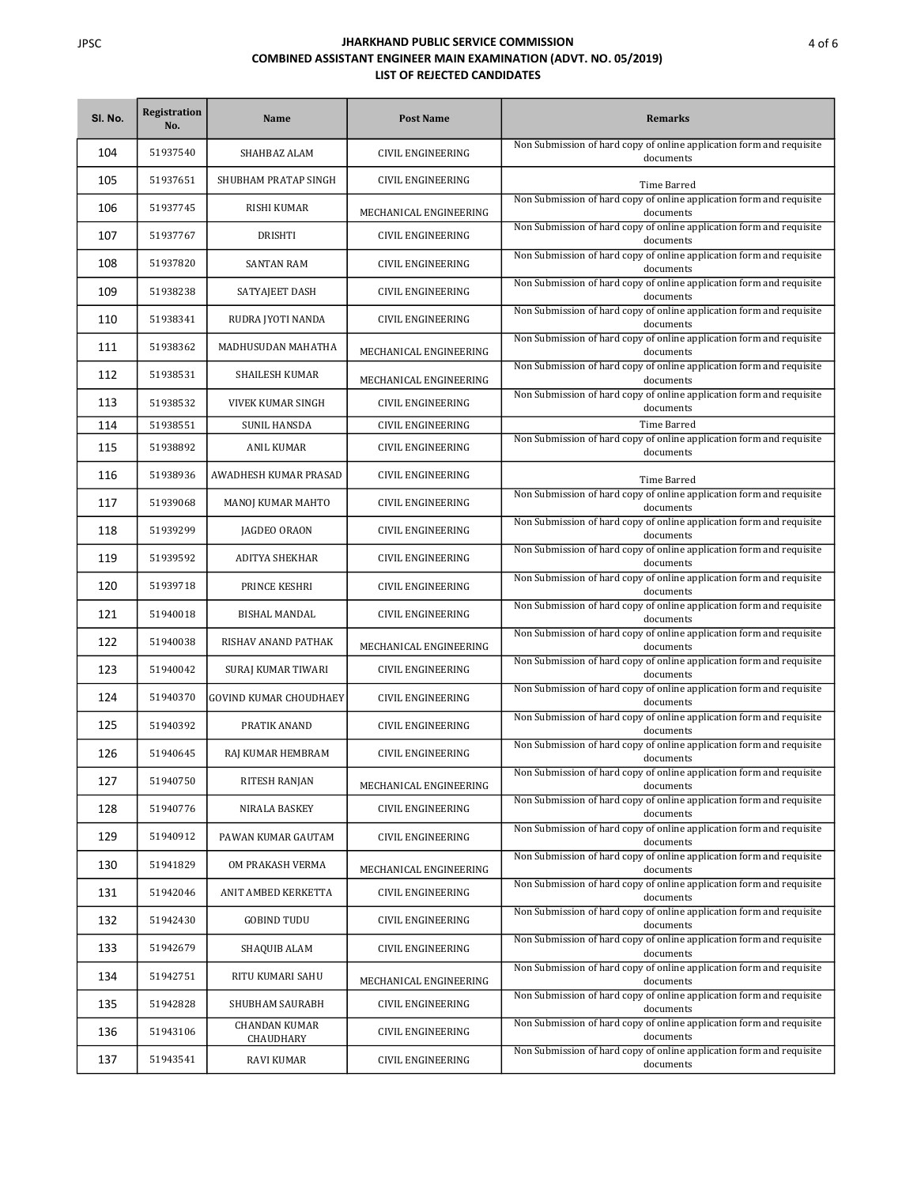# JHARKHAND PUBLIC SERVICE COMMISSION

## COMBINED ASSISTANT ENGINEER MAIN EXAMINATION (ADVT. NO. 05/2019)

## LIST OF REJECTED CANDIDATES

| Sl. No. | Registration No. | Name | Post Name | Remarks |
|---|---|---|---|---|
| 104 | 51937540 | SHAHBAZ ALAM | CIVIL ENGINEERING | Non Submission of hard copy of online application form and requisite documents |
| 105 | 51937651 | SHUBHAM PRATAP SINGH | CIVIL ENGINEERING | Time Barred |
| 106 | 51937745 | RISHI KUMAR | MECHANICAL ENGINEERING | Non Submission of hard copy of online application form and requisite documents |
| 107 | 51937767 | DRISHTI | CIVIL ENGINEERING | Non Submission of hard copy of online application form and requisite documents |
| 108 | 51937820 | SANTAN RAM | CIVIL ENGINEERING | Non Submission of hard copy of online application form and requisite documents |
| 109 | 51938238 | SATYAJEET DASH | CIVIL ENGINEERING | Non Submission of hard copy of online application form and requisite documents |
| 110 | 51938341 | RUDRA JYOTI NANDA | CIVIL ENGINEERING | Non Submission of hard copy of online application form and requisite documents |
| 111 | 51938362 | MADHUSUDAN MAHATHA | MECHANICAL ENGINEERING | Non Submission of hard copy of online application form and requisite documents |
| 112 | 51938531 | SHAILESH KUMAR | MECHANICAL ENGINEERING | Non Submission of hard copy of online application form and requisite documents |
| 113 | 51938532 | VIVEK KUMAR SINGH | CIVIL ENGINEERING | Non Submission of hard copy of online application form and requisite documents |
| 114 | 51938551 | SUNIL HANSDA | CIVIL ENGINEERING | Time Barred |
| 115 | 51938892 | ANIL KUMAR | CIVIL ENGINEERING | Non Submission of hard copy of online application form and requisite documents |
| 116 | 51938936 | AWADHESH KUMAR PRASAD | CIVIL ENGINEERING | Time Barred |
| 117 | 51939068 | MANOJ KUMAR MAHTO | CIVIL ENGINEERING | Non Submission of hard copy of online application form and requisite documents |
| 118 | 51939299 | JAGDEO ORAON | CIVIL ENGINEERING | Non Submission of hard copy of online application form and requisite documents |
| 119 | 51939592 | ADITYA SHEKHAR | CIVIL ENGINEERING | Non Submission of hard copy of online application form and requisite documents |
| 120 | 51939718 | PRINCE KESHRI | CIVIL ENGINEERING | Non Submission of hard copy of online application form and requisite documents |
| 121 | 51940018 | BISHAL MANDAL | CIVIL ENGINEERING | Non Submission of hard copy of online application form and requisite documents |
| 122 | 51940038 | RISHAV ANAND PATHAK | MECHANICAL ENGINEERING | Non Submission of hard copy of online application form and requisite documents |
| 123 | 51940042 | SURAJ KUMAR TIWARI | CIVIL ENGINEERING | Non Submission of hard copy of online application form and requisite documents |
| 124 | 51940370 | GOVIND KUMAR CHOUDHAEY | CIVIL ENGINEERING | Non Submission of hard copy of online application form and requisite documents |
| 125 | 51940392 | PRATIK ANAND | CIVIL ENGINEERING | Non Submission of hard copy of online application form and requisite documents |
| 126 | 51940645 | RAJ KUMAR HEMBRAM | CIVIL ENGINEERING | Non Submission of hard copy of online application form and requisite documents |
| 127 | 51940750 | RITESH RANJAN | MECHANICAL ENGINEERING | Non Submission of hard copy of online application form and requisite documents |
| 128 | 51940776 | NIRALA BASKEY | CIVIL ENGINEERING | Non Submission of hard copy of online application form and requisite documents |
| 129 | 51940912 | PAWAN KUMAR GAUTAM | CIVIL ENGINEERING | Non Submission of hard copy of online application form and requisite documents |
| 130 | 51941829 | OM PRAKASH VERMA | MECHANICAL ENGINEERING | Non Submission of hard copy of online application form and requisite documents |
| 131 | 51942046 | ANIT AMBED KERKETTA | CIVIL ENGINEERING | Non Submission of hard copy of online application form and requisite documents |
| 132 | 51942430 | GOBIND TUDU | CIVIL ENGINEERING | Non Submission of hard copy of online application form and requisite documents |
| 133 | 51942679 | SHAQUIB ALAM | CIVIL ENGINEERING | Non Submission of hard copy of online application form and requisite documents |
| 134 | 51942751 | RITU KUMARI SAHU | MECHANICAL ENGINEERING | Non Submission of hard copy of online application form and requisite documents |
| 135 | 51942828 | SHUBHAM SAURABH | CIVIL ENGINEERING | Non Submission of hard copy of online application form and requisite documents |
| 136 | 51943106 | CHANDAN KUMAR CHAUDHARY | CIVIL ENGINEERING | Non Submission of hard copy of online application form and requisite documents |
| 137 | 51943541 | RAVI KUMAR | CIVIL ENGINEERING | Non Submission of hard copy of online application form and requisite documents |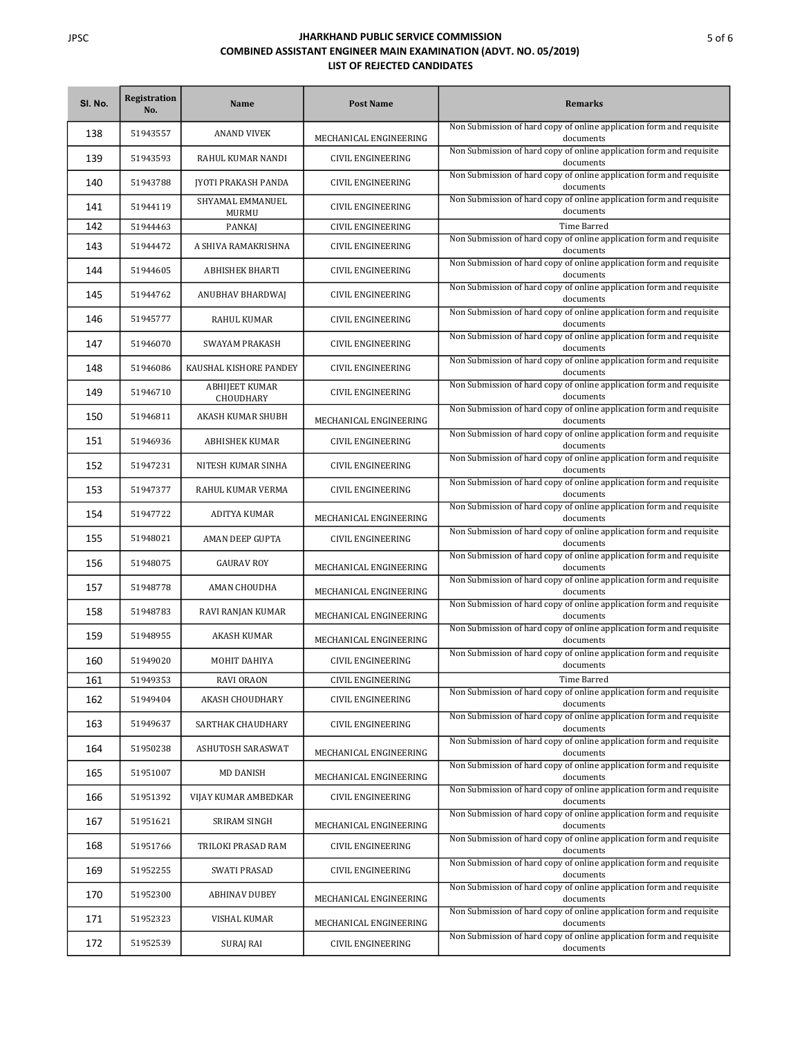# JHARKHAND PUBLIC SERVICE COMMISSION

## COMBINED ASSISTANT ENGINEER MAIN EXAMINATION (ADVT. NO. 05/2019)

## LIST OF REJECTED CANDIDATES

| Sl. No. | Registration No. | Name | Post Name | Remarks |
|---|---|---|---|---|
| 138 | 51943557 | ANAND VIVEK | MECHANICAL ENGINEERING | Non Submission of hard copy of online application form and requisite documents |
| 139 | 51943593 | RAHUL KUMAR NANDI | CIVIL ENGINEERING | Non Submission of hard copy of online application form and requisite documents |
| 140 | 51943788 | JYOTI PRAKASH PANDA | CIVIL ENGINEERING | Non Submission of hard copy of online application form and requisite documents |
| 141 | 51944119 | SHYAMAL EMMANUEL MURMU | CIVIL ENGINEERING | Non Submission of hard copy of online application form and requisite documents |
| 142 | 51944463 | PANKAJ | CIVIL ENGINEERING | Time Barred |
| 143 | 51944472 | A SHIVA RAMAKRISHNA | CIVIL ENGINEERING | Non Submission of hard copy of online application form and requisite documents |
| 144 | 51944605 | ABHISHEK BHARTI | CIVIL ENGINEERING | Non Submission of hard copy of online application form and requisite documents |
| 145 | 51944762 | ANUBHAV BHARDWAJ | CIVIL ENGINEERING | Non Submission of hard copy of online application form and requisite documents |
| 146 | 51945777 | RAHUL KUMAR | CIVIL ENGINEERING | Non Submission of hard copy of online application form and requisite documents |
| 147 | 51946070 | SWAYAM PRAKASH | CIVIL ENGINEERING | Non Submission of hard copy of online application form and requisite documents |
| 148 | 51946086 | KAUSHAL KISHORE PANDEY | CIVIL ENGINEERING | Non Submission of hard copy of online application form and requisite documents |
| 149 | 51946710 | ABHIJEET KUMAR CHOUDHARY | CIVIL ENGINEERING | Non Submission of hard copy of online application form and requisite documents |
| 150 | 51946811 | AKASH KUMAR SHUBH | MECHANICAL ENGINEERING | Non Submission of hard copy of online application form and requisite documents |
| 151 | 51946936 | ABHISHEK KUMAR | CIVIL ENGINEERING | Non Submission of hard copy of online application form and requisite documents |
| 152 | 51947231 | NITESH KUMAR SINHA | CIVIL ENGINEERING | Non Submission of hard copy of online application form and requisite documents |
| 153 | 51947377 | RAHUL KUMAR VERMA | CIVIL ENGINEERING | Non Submission of hard copy of online application form and requisite documents |
| 154 | 51947722 | ADITYA KUMAR | MECHANICAL ENGINEERING | Non Submission of hard copy of online application form and requisite documents |
| 155 | 51948021 | AMAN DEEP GUPTA | CIVIL ENGINEERING | Non Submission of hard copy of online application form and requisite documents |
| 156 | 51948075 | GAURAV ROY | MECHANICAL ENGINEERING | Non Submission of hard copy of online application form and requisite documents |
| 157 | 51948778 | AMAN CHOUDHA | MECHANICAL ENGINEERING | Non Submission of hard copy of online application form and requisite documents |
| 158 | 51948783 | RAVI RANJAN KUMAR | MECHANICAL ENGINEERING | Non Submission of hard copy of online application form and requisite documents |
| 159 | 51948955 | AKASH KUMAR | MECHANICAL ENGINEERING | Non Submission of hard copy of online application form and requisite documents |
| 160 | 51949020 | MOHIT DAHIYA | CIVIL ENGINEERING | Non Submission of hard copy of online application form and requisite documents |
| 161 | 51949353 | RAVI ORAON | CIVIL ENGINEERING | Time Barred |
| 162 | 51949404 | AKASH CHOUDHARY | CIVIL ENGINEERING | Non Submission of hard copy of online application form and requisite documents |
| 163 | 51949637 | SARTHAK CHAUDHARY | CIVIL ENGINEERING | Non Submission of hard copy of online application form and requisite documents |
| 164 | 51950238 | ASHUTOSH SARASWAT | MECHANICAL ENGINEERING | Non Submission of hard copy of online application form and requisite documents |
| 165 | 51951007 | MD DANISH | MECHANICAL ENGINEERING | Non Submission of hard copy of online application form and requisite documents |
| 166 | 51951392 | VIJAY KUMAR AMBEDKAR | CIVIL ENGINEERING | Non Submission of hard copy of online application form and requisite documents |
| 167 | 51951621 | SRIRAM SINGH | MECHANICAL ENGINEERING | Non Submission of hard copy of online application form and requisite documents |
| 168 | 51951766 | TRILOKI PRASAD RAM | CIVIL ENGINEERING | Non Submission of hard copy of online application form and requisite documents |
| 169 | 51952255 | SWATI PRASAD | CIVIL ENGINEERING | Non Submission of hard copy of online application form and requisite documents |
| 170 | 51952300 | ABHINAV DUBEY | MECHANICAL ENGINEERING | Non Submission of hard copy of online application form and requisite documents |
| 171 | 51952323 | VISHAL KUMAR | MECHANICAL ENGINEERING | Non Submission of hard copy of online application form and requisite documents |
| 172 | 51952539 | SURAJ RAI | CIVIL ENGINEERING | Non Submission of hard copy of online application form and requisite documents |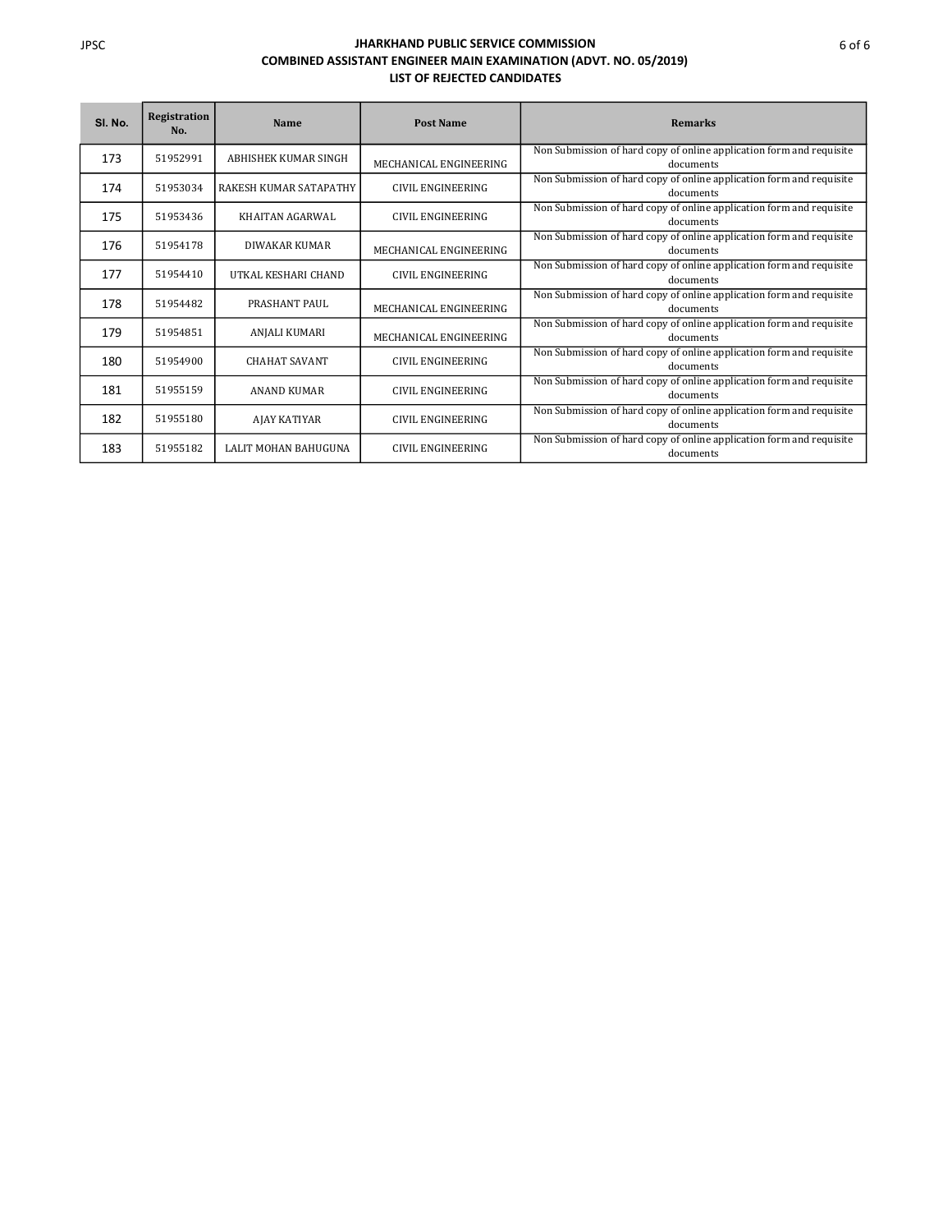# JHARKHAND PUBLIC SERVICE COMMISSION

## COMBINED ASSISTANT ENGINEER MAIN EXAMINATION (ADVT. NO. 05/2019)

### LIST OF REJECTED CANDIDATES

| Sl. No. | Registration No. | Name | Post Name | Remarks |
|---|---|---|---|---|
| 173 | 51952991 | ABHISHEK KUMAR SINGH | MECHANICAL ENGINEERING | Non Submission of hard copy of online application form and requisite documents |
| 174 | 51953034 | RAKESH KUMAR SATAPATHY | CIVIL ENGINEERING | Non Submission of hard copy of online application form and requisite documents |
| 175 | 51953436 | KHAITAN AGARWAL | CIVIL ENGINEERING | Non Submission of hard copy of online application form and requisite documents |
| 176 | 51954178 | DIWAKAR KUMAR | MECHANICAL ENGINEERING | Non Submission of hard copy of online application form and requisite documents |
| 177 | 51954410 | UTKAL KESHARI CHAND | CIVIL ENGINEERING | Non Submission of hard copy of online application form and requisite documents |
| 178 | 51954482 | PRASHANT PAUL | MECHANICAL ENGINEERING | Non Submission of hard copy of online application form and requisite documents |
| 179 | 51954851 | ANJALI KUMARI | MECHANICAL ENGINEERING | Non Submission of hard copy of online application form and requisite documents |
| 180 | 51954900 | CHAHAT SAVANT | CIVIL ENGINEERING | Non Submission of hard copy of online application form and requisite documents |
| 181 | 51955159 | ANAND KUMAR | CIVIL ENGINEERING | Non Submission of hard copy of online application form and requisite documents |
| 182 | 51955180 | AJAY KATIYAR | CIVIL ENGINEERING | Non Submission of hard copy of online application form and requisite documents |
| 183 | 51955182 | LALIT MOHAN BAHUGUNA | CIVIL ENGINEERING | Non Submission of hard copy of online application form and requisite documents |